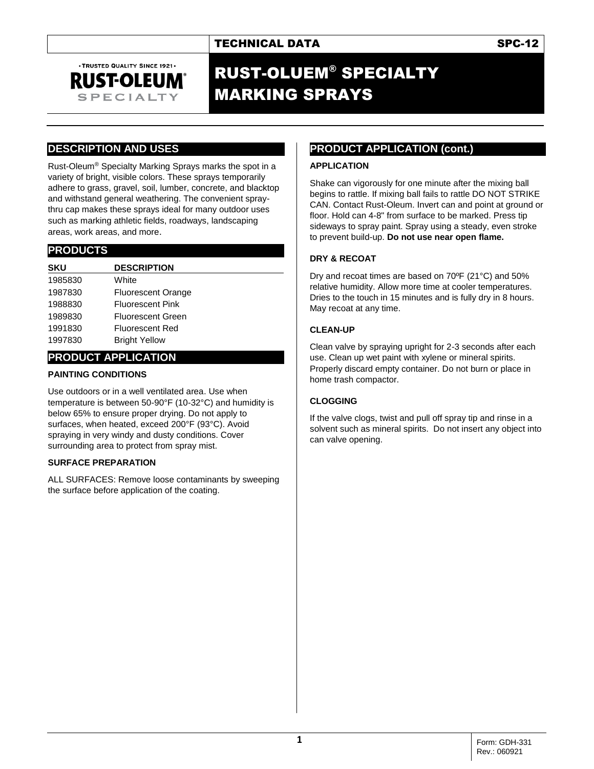TECHNICAL DATA SPC-12

# RUST-OLUEM® SPECIALTY MARKING SPRAYS

## DESCRIPTION AND USES

Rust-Oleum® Specialty Marking Sprays marks the spot in a variety of bright, visible colors. These sprays temporarily adhere to grass, gravel, soil, lumber, concrete, and blacktop and withstand general weathering. The convenient spray-thru cap makes these sprays ideal for many outdoor uses such as marking athletic fields, roadways, landscaping areas, work areas, and more.

## PRODUCTS

| SKU | DESCRIPTION |
| --- | --- |
| 1985830 | White |
| 1987830 | Fluorescent Orange |
| 1988830 | Fluorescent Pink |
| 1989830 | Fluorescent Green |
| 1991830 | Fluorescent Red |
| 1997830 | Bright Yellow |

## PRODUCT APPLICATION

### PAINTING CONDITIONS

Use outdoors or in a well ventilated area. Use when temperature is between 50-90°F (10-32°C) and humidity is below 65% to ensure proper drying. Do not apply to surfaces, when heated, exceed 200°F (93°C). Avoid spraying in very windy and dusty conditions. Cover surrounding area to protect from spray mist.

### SURFACE PREPARATION

ALL SURFACES: Remove loose contaminants by sweeping the surface before application of the coating.

## PRODUCT APPLICATION (cont.)

### APPLICATION

Shake can vigorously for one minute after the mixing ball begins to rattle. If mixing ball fails to rattle DO NOT STRIKE CAN. Contact Rust-Oleum. Invert can and point at ground or floor. Hold can 4-8" from surface to be marked. Press tip sideways to spray paint. Spray using a steady, even stroke to prevent build-up. **Do not use near open flame.**

### DRY & RECOAT

Dry and recoat times are based on 70ºF (21°C) and 50% relative humidity. Allow more time at cooler temperatures. Dries to the touch in 15 minutes and is fully dry in 8 hours. May recoat at any time.

### CLEAN-UP

Clean valve by spraying upright for 2-3 seconds after each use. Clean up wet paint with xylene or mineral spirits. Properly discard empty container. Do not burn or place in home trash compactor.

### CLOGGING

If the valve clogs, twist and pull off spray tip and rinse in a solvent such as mineral spirits. Do not insert any object into can valve opening.

Form: GDH-331
Rev.: 060921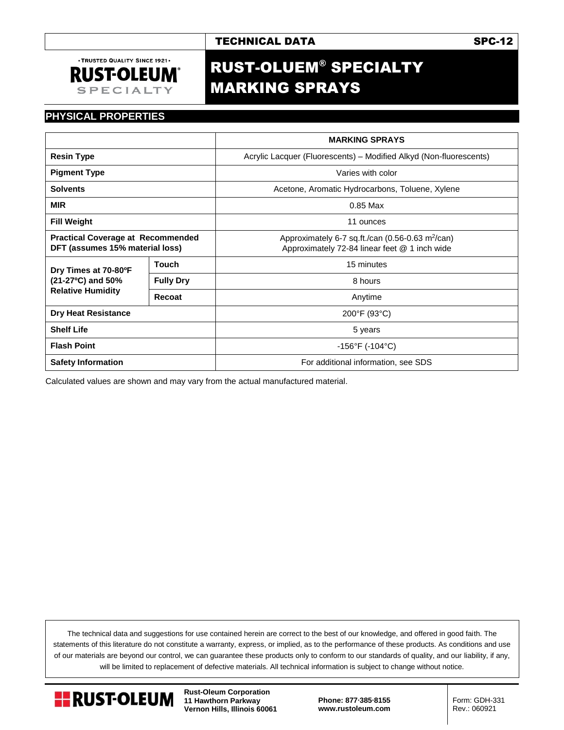# RUST-OLUEM® SPECIALTY MARKING SPRAYS

## PHYSICAL PROPERTIES

| | | MARKING SPRAYS |
|---|---|---|
| **Resin Type** | | Acrylic Lacquer (Fluorescents) – Modified Alkyd (Non-fluorescents) |
| **Pigment Type** | | Varies with color |
| **Solvents** | | Acetone, Aromatic Hydrocarbons, Toluene, Xylene |
| **MIR** | | 0.85 Max |
| **Fill Weight** | | 11 ounces |
| **Practical Coverage at Recommended DFT (assumes 15% material loss)** | | Approximately 6-7 sq.ft./can (0.56-0.63 $m^2$/can)<br>Approximately 72-84 linear feet @ 1 inch wide |
| **Dry Times at 70-80ºF (21-27ºC) and 50% Relative Humidity** | **Touch** | 15 minutes |
| | **Fully Dry** | 8 hours |
| | **Recoat** | Anytime |
| **Dry Heat Resistance** | | 200°F (93°C) |
| **Shelf Life** | | 5 years |
| **Flash Point** | | -156°F (-104°C) |
| **Safety Information** | | For additional information, see SDS |

Calculated values are shown and may vary from the actual manufactured material.

The technical data and suggestions for use contained herein are correct to the best of our knowledge, and offered in good faith. The statements of this literature do not constitute a warranty, express, or implied, as to the performance of these products. As conditions and use of our materials are beyond our control, we can guarantee these products only to conform to our standards of quality, and our liability, if any, will be limited to replacement of defective materials. All technical information is subject to change without notice.

**Rust-Oleum Corporation**
**11 Hawthorn Parkway**
**Vernon Hills, Illinois 60061**

**Phone: 877·385·8155**
**www.rustoleum.com**

Form: GDH-331
Rev.: 060921